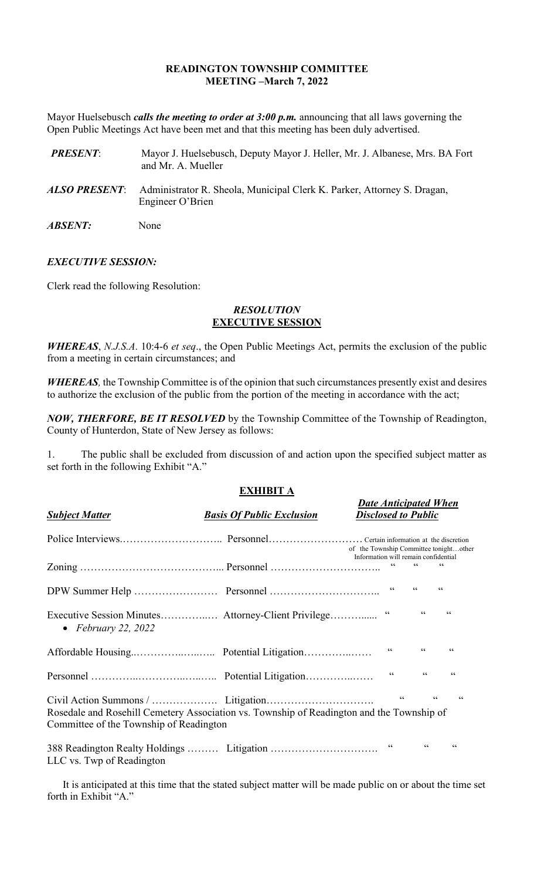**READINGTON TOWNSHIP COMMITTEE**
**MEETING –March 7, 2022**

Mayor Huelsebusch ***calls the meeting to order at 3:00 p.m.*** announcing that all laws governing the Open Public Meetings Act have been met and that this meeting has been duly advertised.

***PRESENT***: Mayor J. Huelsebusch, Deputy Mayor J. Heller, Mr. J. Albanese, Mrs. BA Fort and Mr. A. Mueller

***ALSO PRESENT***: Administrator R. Sheola, Municipal Clerk K. Parker, Attorney S. Dragan, Engineer O'Brien

***ABSENT:*** None

***EXECUTIVE SESSION:***

Clerk read the following Resolution:

***RESOLUTION***
**EXECUTIVE SESSION**

***WHEREAS***, *N.J.S.A*. 10:4-6 *et seq*., the Open Public Meetings Act, permits the exclusion of the public from a meeting in certain circumstances; and

***WHEREAS***, the Township Committee is of the opinion that such circumstances presently exist and desires to authorize the exclusion of the public from the portion of the meeting in accordance with the act;

***NOW, THERFORE, BE IT RESOLVED*** by the Township Committee of the Township of Readington, County of Hunterdon, State of New Jersey as follows:

1. The public shall be excluded from discussion of and action upon the specified subject matter as set forth in the following Exhibit "A."

**EXHIBIT A**

| ***Subject Matter*** | ***Basis Of Public Exclusion*** | ***Date Anticipated When Disclosed to Public*** |
|---|---|---|
| Police Interviews | Personnel | Certain information at the discretion of the Township Committee tonight…other Information will remain confidential |
| Zoning | Personnel | " " " |
| DPW Summer Help | Personnel | " " " |
| Executive Session Minutes<br>• *February 22, 2022* | Attorney-Client Privilege | " " " |
| Affordable Housing | Potential Litigation | " " " |
| Personnel | Potential Litigation | " " " |
| Civil Action Summons / Rosedale and Rosehill Cemetery Association vs. Township of Readington and the Township of Committee of the Township of Readington | Litigation | " " " |
| 388 Readington Realty Holdings LLC vs. Twp of Readington | Litigation | " " " |

It is anticipated at this time that the stated subject matter will be made public on or about the time set forth in Exhibit "A."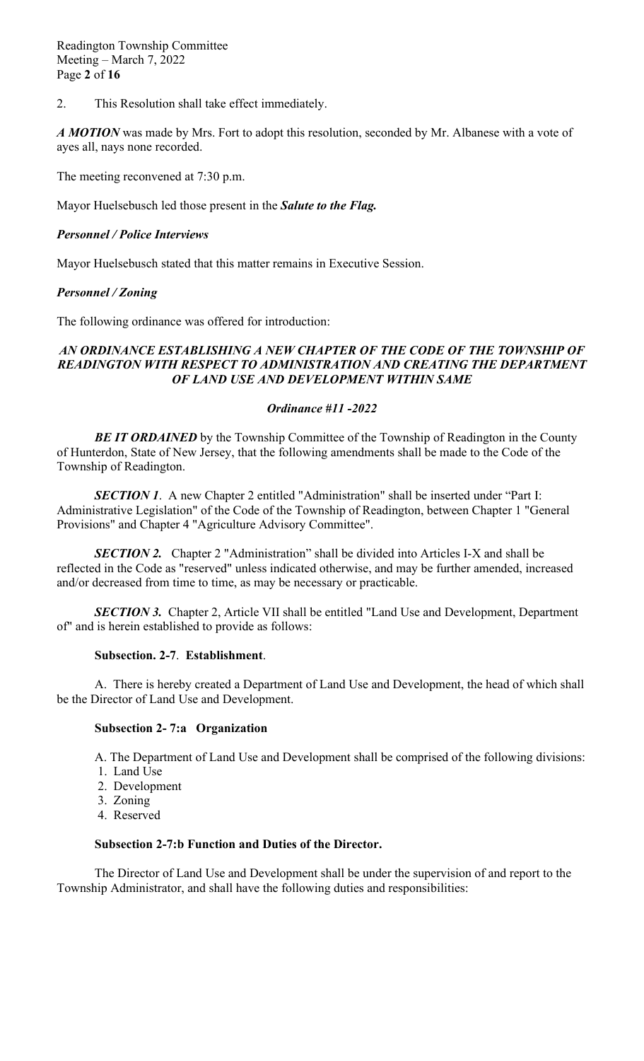2. This Resolution shall take effect immediately.

***A MOTION*** was made by Mrs. Fort to adopt this resolution, seconded by Mr. Albanese with a vote of ayes all, nays none recorded.

The meeting reconvened at 7:30 p.m.

Mayor Huelsebusch led those present in the ***Salute to the Flag.***

***Personnel / Police Interviews***

Mayor Huelsebusch stated that this matter remains in Executive Session.

***Personnel / Zoning***

The following ordinance was offered for introduction:

***AN ORDINANCE ESTABLISHING A NEW CHAPTER OF THE CODE OF THE TOWNSHIP OF READINGTON WITH RESPECT TO ADMINISTRATION AND CREATING THE DEPARTMENT OF LAND USE AND DEVELOPMENT WITHIN SAME***

***Ordinance #11 -2022***

***BE IT ORDAINED*** by the Township Committee of the Township of Readington in the County of Hunterdon, State of New Jersey, that the following amendments shall be made to the Code of the Township of Readington.

***SECTION 1***. A new Chapter 2 entitled "Administration" shall be inserted under "Part I: Administrative Legislation" of the Code of the Township of Readington, between Chapter 1 "General Provisions" and Chapter 4 "Agriculture Advisory Committee".

***SECTION 2.*** Chapter 2 "Administration" shall be divided into Articles I-X and shall be reflected in the Code as "reserved" unless indicated otherwise, and may be further amended, increased and/or decreased from time to time, as may be necessary or practicable.

***SECTION 3.*** Chapter 2, Article VII shall be entitled "Land Use and Development, Department of" and is herein established to provide as follows:

**Subsection. 2-7**. **Establishment**.

A. There is hereby created a Department of Land Use and Development, the head of which shall be the Director of Land Use and Development.

**Subsection 2- 7:a Organization**

A. The Department of Land Use and Development shall be comprised of the following divisions:

1. Land Use
2. Development
3. Zoning
4. Reserved

**Subsection 2-7:b Function and Duties of the Director.**

The Director of Land Use and Development shall be under the supervision of and report to the Township Administrator, and shall have the following duties and responsibilities: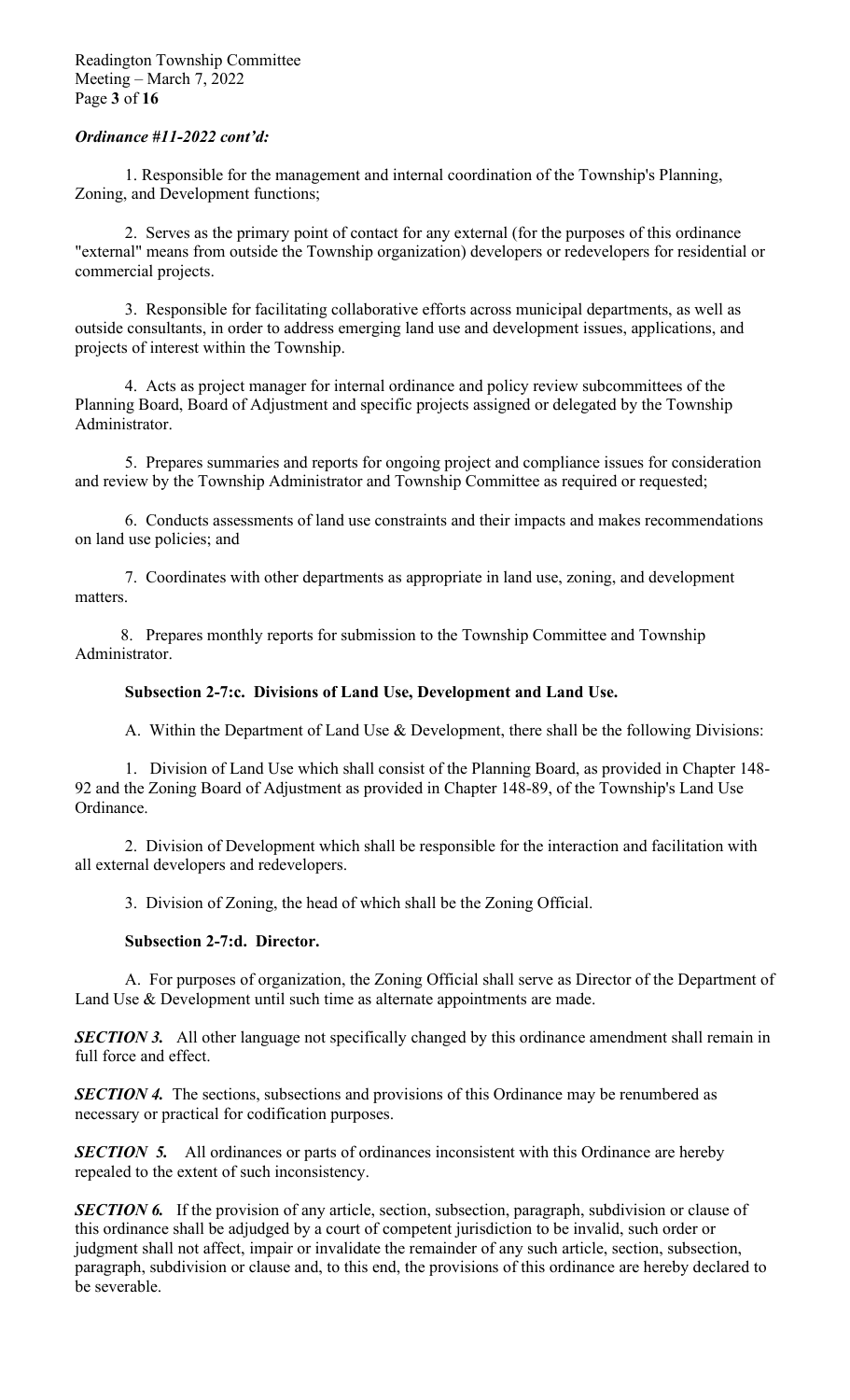***Ordinance #11-2022 cont'd:***

1. Responsible for the management and internal coordination of the Township's Planning, Zoning, and Development functions;

2. Serves as the primary point of contact for any external (for the purposes of this ordinance "external" means from outside the Township organization) developers or redevelopers for residential or commercial projects.

3. Responsible for facilitating collaborative efforts across municipal departments, as well as outside consultants, in order to address emerging land use and development issues, applications, and projects of interest within the Township.

4. Acts as project manager for internal ordinance and policy review subcommittees of the Planning Board, Board of Adjustment and specific projects assigned or delegated by the Township Administrator.

5. Prepares summaries and reports for ongoing project and compliance issues for consideration and review by the Township Administrator and Township Committee as required or requested;

6. Conducts assessments of land use constraints and their impacts and makes recommendations on land use policies; and

7. Coordinates with other departments as appropriate in land use, zoning, and development matters.

8. Prepares monthly reports for submission to the Township Committee and Township Administrator.

**Subsection 2-7:c. Divisions of Land Use, Development and Land Use.**

A. Within the Department of Land Use & Development, there shall be the following Divisions:

1. Division of Land Use which shall consist of the Planning Board, as provided in Chapter 148-92 and the Zoning Board of Adjustment as provided in Chapter 148-89, of the Township's Land Use Ordinance.

2. Division of Development which shall be responsible for the interaction and facilitation with all external developers and redevelopers.

3. Division of Zoning, the head of which shall be the Zoning Official.

**Subsection 2-7:d. Director.**

A. For purposes of organization, the Zoning Official shall serve as Director of the Department of Land Use & Development until such time as alternate appointments are made.

***SECTION 3.*** All other language not specifically changed by this ordinance amendment shall remain in full force and effect.

***SECTION 4.*** The sections, subsections and provisions of this Ordinance may be renumbered as necessary or practical for codification purposes.

***SECTION 5.*** All ordinances or parts of ordinances inconsistent with this Ordinance are hereby repealed to the extent of such inconsistency.

***SECTION 6.*** If the provision of any article, section, subsection, paragraph, subdivision or clause of this ordinance shall be adjudged by a court of competent jurisdiction to be invalid, such order or judgment shall not affect, impair or invalidate the remainder of any such article, section, subsection, paragraph, subdivision or clause and, to this end, the provisions of this ordinance are hereby declared to be severable.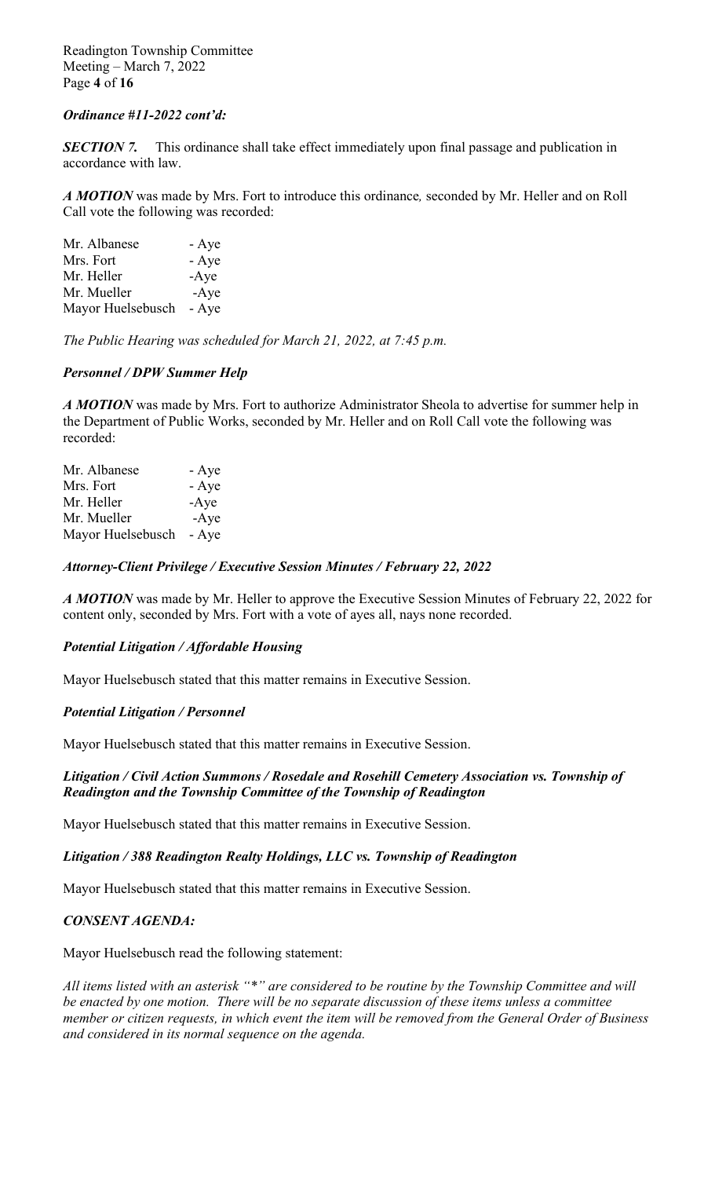***Ordinance #11-2022 cont'd:***

***SECTION 7.*** This ordinance shall take effect immediately upon final passage and publication in accordance with law.

***A MOTION*** was made by Mrs. Fort to introduce this ordinance*,* seconded by Mr. Heller and on Roll Call vote the following was recorded:

Mr. Albanese - Aye
Mrs. Fort - Aye
Mr. Heller -Aye
Mr. Mueller -Aye
Mayor Huelsebusch - Aye

*The Public Hearing was scheduled for March 21, 2022, at 7:45 p.m.*

***Personnel / DPW Summer Help***

***A MOTION*** was made by Mrs. Fort to authorize Administrator Sheola to advertise for summer help in the Department of Public Works, seconded by Mr. Heller and on Roll Call vote the following was recorded:

Mr. Albanese - Aye
Mrs. Fort - Aye
Mr. Heller -Aye
Mr. Mueller -Aye
Mayor Huelsebusch - Aye

***Attorney-Client Privilege / Executive Session Minutes / February 22, 2022***

***A MOTION*** was made by Mr. Heller to approve the Executive Session Minutes of February 22, 2022 for content only, seconded by Mrs. Fort with a vote of ayes all, nays none recorded.

***Potential Litigation / Affordable Housing***

Mayor Huelsebusch stated that this matter remains in Executive Session.

***Potential Litigation / Personnel***

Mayor Huelsebusch stated that this matter remains in Executive Session.

***Litigation / Civil Action Summons / Rosedale and Rosehill Cemetery Association vs. Township of Readington and the Township Committee of the Township of Readington***

Mayor Huelsebusch stated that this matter remains in Executive Session.

***Litigation / 388 Readington Realty Holdings, LLC vs. Township of Readington***

Mayor Huelsebusch stated that this matter remains in Executive Session.

***CONSENT AGENDA:***

Mayor Huelsebusch read the following statement:

*All items listed with an asterisk "*" are considered to be routine by the Township Committee and will be enacted by one motion. There will be no separate discussion of these items unless a committee member or citizen requests, in which event the item will be removed from the General Order of Business and considered in its normal sequence on the agenda.*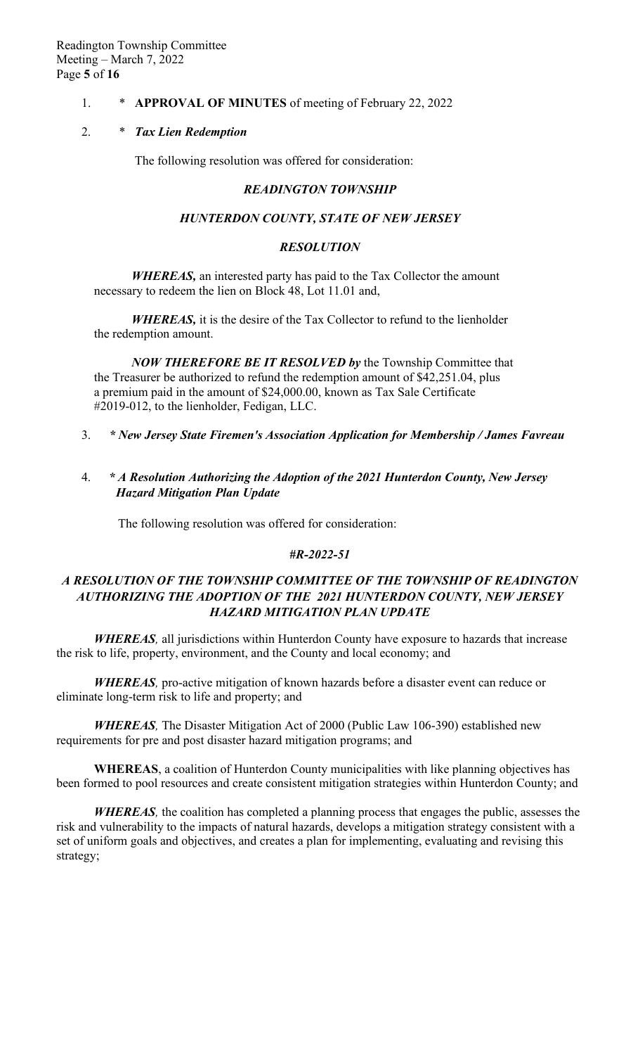1. \* **APPROVAL OF MINUTES** of meeting of February 22, 2022

2. \* ***Tax Lien Redemption***

The following resolution was offered for consideration:

***READINGTON TOWNSHIP***

***HUNTERDON COUNTY, STATE OF NEW JERSEY***

***RESOLUTION***

***WHEREAS,*** an interested party has paid to the Tax Collector the amount necessary to redeem the lien on Block 48, Lot 11.01 and,

***WHEREAS,*** it is the desire of the Tax Collector to refund to the lienholder the redemption amount.

***NOW THEREFORE BE IT RESOLVED by*** the Township Committee that the Treasurer be authorized to refund the redemption amount of $42,251.04, plus a premium paid in the amount of $24,000.00, known as Tax Sale Certificate #2019-012, to the lienholder, Fedigan, LLC.

3. ***\* New Jersey State Firemen's Association Application for Membership / James Favreau***

4. ***\* A Resolution Authorizing the Adoption of the 2021 Hunterdon County, New Jersey Hazard Mitigation Plan Update***

The following resolution was offered for consideration:

***#R-2022-51***

***A RESOLUTION OF THE TOWNSHIP COMMITTEE OF THE TOWNSHIP OF READINGTON AUTHORIZING THE ADOPTION OF THE 2021 HUNTERDON COUNTY, NEW JERSEY HAZARD MITIGATION PLAN UPDATE***

***WHEREAS,*** all jurisdictions within Hunterdon County have exposure to hazards that increase the risk to life, property, environment, and the County and local economy; and

***WHEREAS,*** pro-active mitigation of known hazards before a disaster event can reduce or eliminate long-term risk to life and property; and

***WHEREAS,*** The Disaster Mitigation Act of 2000 (Public Law 106-390) established new requirements for pre and post disaster hazard mitigation programs; and

**WHEREAS**, a coalition of Hunterdon County municipalities with like planning objectives has been formed to pool resources and create consistent mitigation strategies within Hunterdon County; and

***WHEREAS,*** the coalition has completed a planning process that engages the public, assesses the risk and vulnerability to the impacts of natural hazards, develops a mitigation strategy consistent with a set of uniform goals and objectives, and creates a plan for implementing, evaluating and revising this strategy;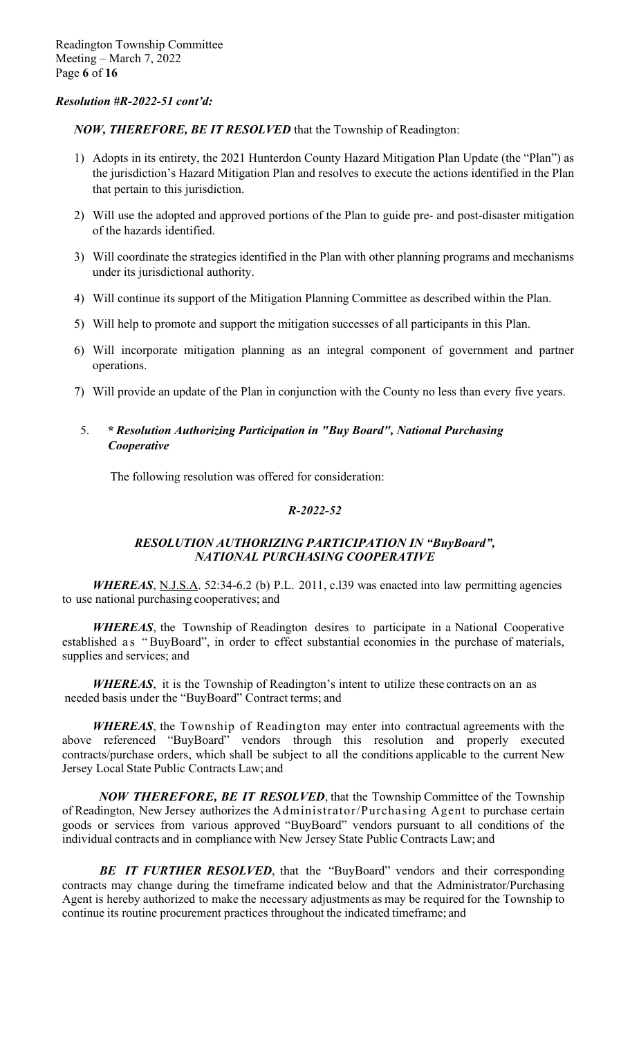*Resolution #R-2022-51 cont'd:*

***NOW, THEREFORE, BE IT RESOLVED*** that the Township of Readington:

1) Adopts in its entirety, the 2021 Hunterdon County Hazard Mitigation Plan Update (the "Plan") as the jurisdiction's Hazard Mitigation Plan and resolves to execute the actions identified in the Plan that pertain to this jurisdiction.
2) Will use the adopted and approved portions of the Plan to guide pre- and post-disaster mitigation of the hazards identified.
3) Will coordinate the strategies identified in the Plan with other planning programs and mechanisms under its jurisdictional authority.
4) Will continue its support of the Mitigation Planning Committee as described within the Plan.
5) Will help to promote and support the mitigation successes of all participants in this Plan.
6) Will incorporate mitigation planning as an integral component of government and partner operations.
7) Will provide an update of the Plan in conjunction with the County no less than every five years.

5. ***\* Resolution Authorizing Participation in "Buy Board", National Purchasing Cooperative***

The following resolution was offered for consideration:

***R-2022-52***

***RESOLUTION AUTHORIZING PARTICIPATION IN "BuyBoard", NATIONAL PURCHASING COOPERATIVE***

***WHEREAS***, N.J.S.A. 52:34-6.2 (b) P.L. 2011, c.l39 was enacted into law permitting agencies to use national purchasing cooperatives; and

***WHEREAS***, the Township of Readington desires to participate in a National Cooperative established as "BuyBoard", in order to effect substantial economies in the purchase of materials, supplies and services; and

***WHEREAS***, it is the Township of Readington's intent to utilize these contracts on an as needed basis under the "BuyBoard" Contract terms; and

***WHEREAS***, the Township of Readington may enter into contractual agreements with the above referenced "BuyBoard" vendors through this resolution and properly executed contracts/purchase orders, which shall be subject to all the conditions applicable to the current New Jersey Local State Public Contracts Law; and

***NOW THEREFORE, BE IT RESOLVED***, that the Township Committee of the Township of Readington, New Jersey authorizes the Administrator/Purchasing Agent to purchase certain goods or services from various approved "BuyBoard" vendors pursuant to all conditions of the individual contracts and in compliance with New Jersey State Public Contracts Law; and

***BE IT FURTHER RESOLVED***, that the "BuyBoard" vendors and their corresponding contracts may change during the timeframe indicated below and that the Administrator/Purchasing Agent is hereby authorized to make the necessary adjustments as may be required for the Township to continue its routine procurement practices throughout the indicated timeframe; and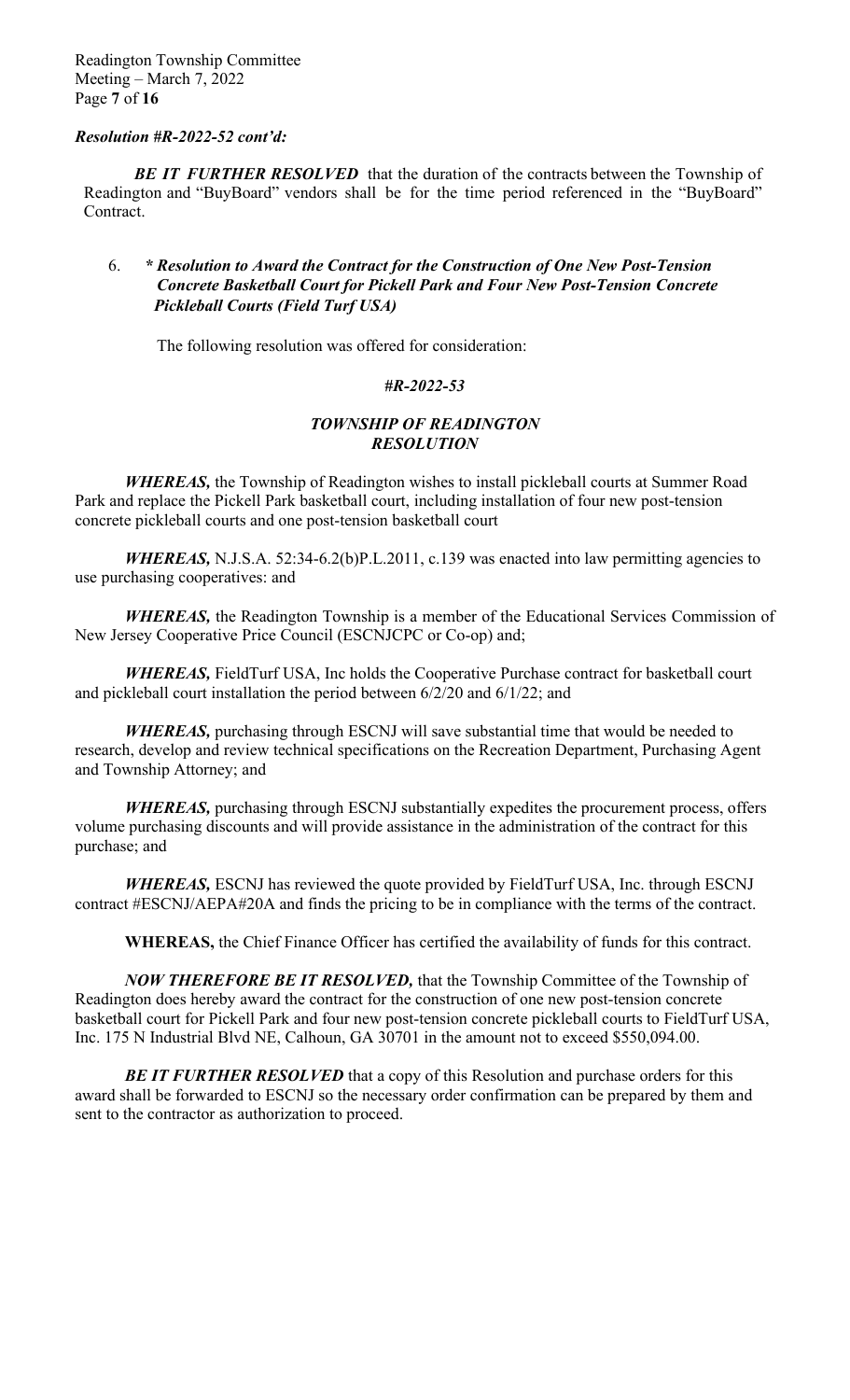*Resolution #R-2022-52 cont'd:*

***BE IT FURTHER RESOLVED*** that the duration of the contracts between the Township of Readington and "BuyBoard" vendors shall be for the time period referenced in the "BuyBoard" Contract.

6. ***\* Resolution to Award the Contract for the Construction of One New Post-Tension Concrete Basketball Court for Pickell Park and Four New Post-Tension Concrete Pickleball Courts (Field Turf USA)***

The following resolution was offered for consideration:

***#R-2022-53***

***TOWNSHIP OF READINGTON***
***RESOLUTION***

***WHEREAS,*** the Township of Readington wishes to install pickleball courts at Summer Road Park and replace the Pickell Park basketball court, including installation of four new post-tension concrete pickleball courts and one post-tension basketball court

***WHEREAS,*** N.J.S.A. 52:34-6.2(b)P.L.2011, c.139 was enacted into law permitting agencies to use purchasing cooperatives: and

***WHEREAS,*** the Readington Township is a member of the Educational Services Commission of New Jersey Cooperative Price Council (ESCNJCPC or Co-op) and;

***WHEREAS,*** FieldTurf USA, Inc holds the Cooperative Purchase contract for basketball court and pickleball court installation the period between 6/2/20 and 6/1/22; and

***WHEREAS,*** purchasing through ESCNJ will save substantial time that would be needed to research, develop and review technical specifications on the Recreation Department, Purchasing Agent and Township Attorney; and

***WHEREAS,*** purchasing through ESCNJ substantially expedites the procurement process, offers volume purchasing discounts and will provide assistance in the administration of the contract for this purchase; and

***WHEREAS,*** ESCNJ has reviewed the quote provided by FieldTurf USA, Inc. through ESCNJ contract #ESCNJ/AEPA#20A and finds the pricing to be in compliance with the terms of the contract.

**WHEREAS,** the Chief Finance Officer has certified the availability of funds for this contract.

***NOW THEREFORE BE IT RESOLVED,*** that the Township Committee of the Township of Readington does hereby award the contract for the construction of one new post-tension concrete basketball court for Pickell Park and four new post-tension concrete pickleball courts to FieldTurf USA, Inc. 175 N Industrial Blvd NE, Calhoun, GA 30701 in the amount not to exceed $550,094.00.

***BE IT FURTHER RESOLVED*** that a copy of this Resolution and purchase orders for this award shall be forwarded to ESCNJ so the necessary order confirmation can be prepared by them and sent to the contractor as authorization to proceed.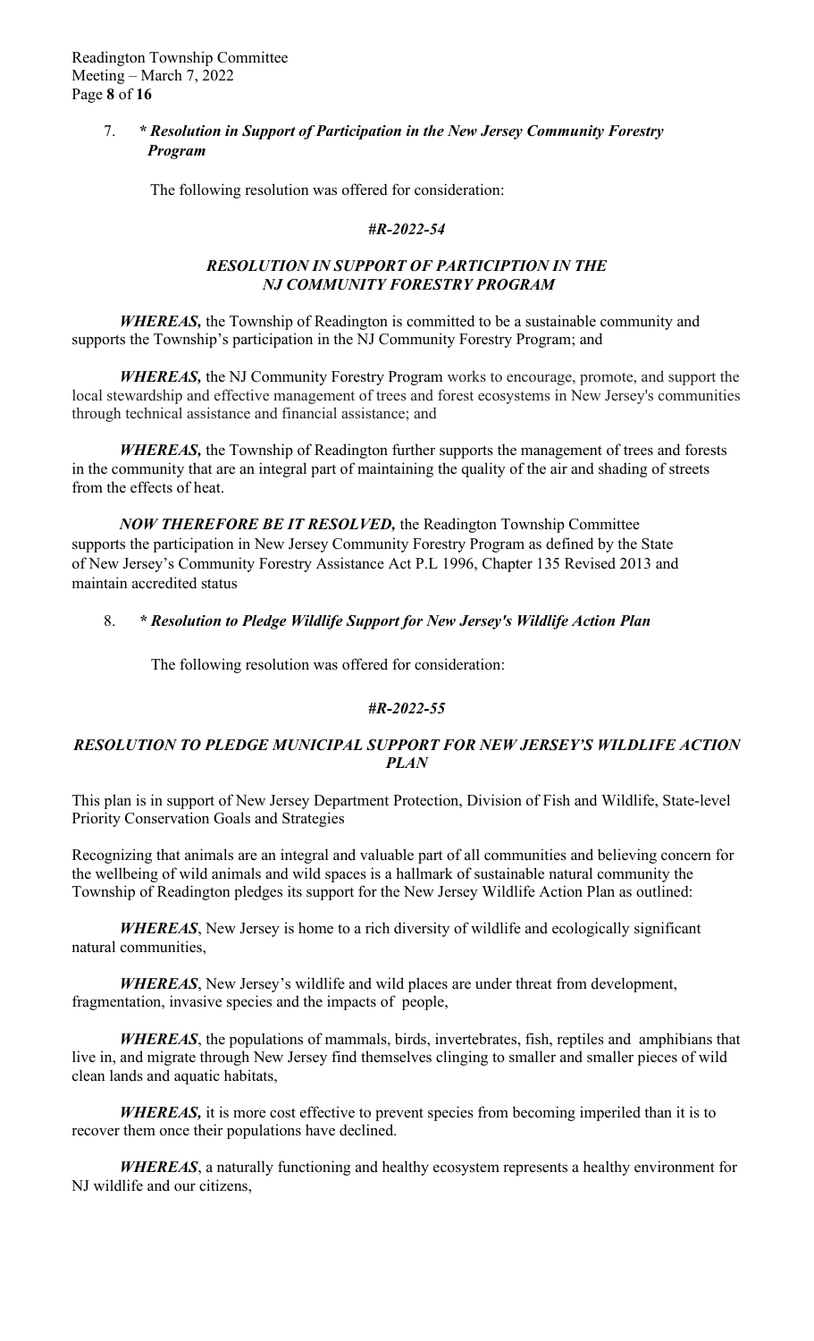7. ***Resolution in Support of Participation in the New Jersey Community Forestry Program***

The following resolution was offered for consideration:

***#R-2022-54***

***RESOLUTION IN SUPPORT OF PARTICIPTION IN THE NJ COMMUNITY FORESTRY PROGRAM***

***WHEREAS,*** the Township of Readington is committed to be a sustainable community and supports the Township's participation in the NJ Community Forestry Program; and

***WHEREAS,*** the NJ Community Forestry Program works to encourage, promote, and support the local stewardship and effective management of trees and forest ecosystems in New Jersey's communities through technical assistance and financial assistance; and

***WHEREAS,*** the Township of Readington further supports the management of trees and forests in the community that are an integral part of maintaining the quality of the air and shading of streets from the effects of heat.

***NOW THEREFORE BE IT RESOLVED,*** the Readington Township Committee supports the participation in New Jersey Community Forestry Program as defined by the State of New Jersey's Community Forestry Assistance Act P.L 1996, Chapter 135 Revised 2013 and maintain accredited status

8. ***Resolution to Pledge Wildlife Support for New Jersey's Wildlife Action Plan***

The following resolution was offered for consideration:

***#R-2022-55***

***RESOLUTION TO PLEDGE MUNICIPAL SUPPORT FOR NEW JERSEY'S WILDLIFE ACTION PLAN***

This plan is in support of New Jersey Department Protection, Division of Fish and Wildlife, State-level Priority Conservation Goals and Strategies

Recognizing that animals are an integral and valuable part of all communities and believing concern for the wellbeing of wild animals and wild spaces is a hallmark of sustainable natural community the Township of Readington pledges its support for the New Jersey Wildlife Action Plan as outlined:

***WHEREAS***, New Jersey is home to a rich diversity of wildlife and ecologically significant natural communities,

***WHEREAS***, New Jersey's wildlife and wild places are under threat from development, fragmentation, invasive species and the impacts of people,

***WHEREAS***, the populations of mammals, birds, invertebrates, fish, reptiles and amphibians that live in, and migrate through New Jersey find themselves clinging to smaller and smaller pieces of wild clean lands and aquatic habitats,

***WHEREAS,*** it is more cost effective to prevent species from becoming imperiled than it is to recover them once their populations have declined.

***WHEREAS***, a naturally functioning and healthy ecosystem represents a healthy environment for NJ wildlife and our citizens,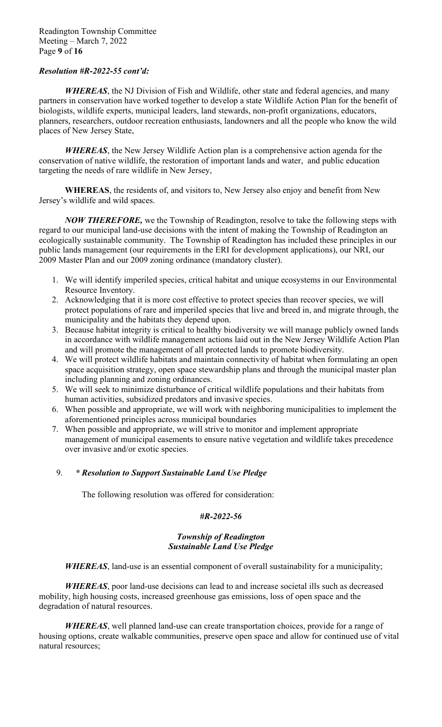***Resolution #R-2022-55 cont'd:***

***WHEREAS***, the NJ Division of Fish and Wildlife, other state and federal agencies, and many partners in conservation have worked together to develop a state Wildlife Action Plan for the benefit of biologists, wildlife experts, municipal leaders, land stewards, non-profit organizations, educators, planners, researchers, outdoor recreation enthusiasts, landowners and all the people who know the wild places of New Jersey State,

***WHEREAS***, the New Jersey Wildlife Action plan is a comprehensive action agenda for the conservation of native wildlife, the restoration of important lands and water, and public education targeting the needs of rare wildlife in New Jersey,

**WHEREAS**, the residents of, and visitors to, New Jersey also enjoy and benefit from New Jersey's wildlife and wild spaces.

***NOW THEREFORE,*** we the Township of Readington, resolve to take the following steps with regard to our municipal land-use decisions with the intent of making the Township of Readington an ecologically sustainable community. The Township of Readington has included these principles in our public lands management (our requirements in the ERI for development applications), our NRI, our 2009 Master Plan and our 2009 zoning ordinance (mandatory cluster).

1. We will identify imperiled species, critical habitat and unique ecosystems in our Environmental Resource Inventory.
2. Acknowledging that it is more cost effective to protect species than recover species, we will protect populations of rare and imperiled species that live and breed in, and migrate through, the municipality and the habitats they depend upon.
3. Because habitat integrity is critical to healthy biodiversity we will manage publicly owned lands in accordance with wildlife management actions laid out in the New Jersey Wildlife Action Plan and will promote the management of all protected lands to promote biodiversity.
4. We will protect wildlife habitats and maintain connectivity of habitat when formulating an open space acquisition strategy, open space stewardship plans and through the municipal master plan including planning and zoning ordinances.
5. We will seek to minimize disturbance of critical wildlife populations and their habitats from human activities, subsidized predators and invasive species.
6. When possible and appropriate, we will work with neighboring municipalities to implement the aforementioned principles across municipal boundaries
7. When possible and appropriate, we will strive to monitor and implement appropriate management of municipal easements to ensure native vegetation and wildlife takes precedence over invasive and/or exotic species.

9. ***\* Resolution to Support Sustainable Land Use Pledge***

The following resolution was offered for consideration:

***#R-2022-56***

***Township of Readington***
***Sustainable Land Use Pledge***

***WHEREAS***, land-use is an essential component of overall sustainability for a municipality;

***WHEREAS***, poor land-use decisions can lead to and increase societal ills such as decreased mobility, high housing costs, increased greenhouse gas emissions, loss of open space and the degradation of natural resources.

***WHEREAS***, well planned land-use can create transportation choices, provide for a range of housing options, create walkable communities, preserve open space and allow for continued use of vital natural resources;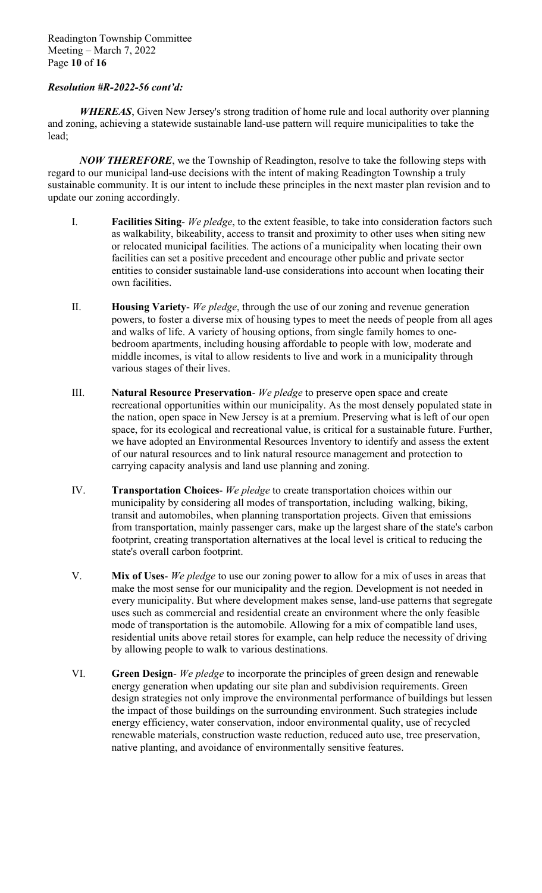***Resolution #R-2022-56 cont'd:***

***WHEREAS***, Given New Jersey's strong tradition of home rule and local authority over planning and zoning, achieving a statewide sustainable land-use pattern will require municipalities to take the lead;

***NOW THEREFORE***, we the Township of Readington, resolve to take the following steps with regard to our municipal land-use decisions with the intent of making Readington Township a truly sustainable community. It is our intent to include these principles in the next master plan revision and to update our zoning accordingly.

I. **Facilities Siting**- *We pledge*, to the extent feasible, to take into consideration factors such as walkability, bikeability, access to transit and proximity to other uses when siting new or relocated municipal facilities. The actions of a municipality when locating their own facilities can set a positive precedent and encourage other public and private sector entities to consider sustainable land-use considerations into account when locating their own facilities.

II. **Housing Variety**- *We pledge*, through the use of our zoning and revenue generation powers, to foster a diverse mix of housing types to meet the needs of people from all ages and walks of life. A variety of housing options, from single family homes to one-bedroom apartments, including housing affordable to people with low, moderate and middle incomes, is vital to allow residents to live and work in a municipality through various stages of their lives.

III. **Natural Resource Preservation**- *We pledge* to preserve open space and create recreational opportunities within our municipality. As the most densely populated state in the nation, open space in New Jersey is at a premium. Preserving what is left of our open space, for its ecological and recreational value, is critical for a sustainable future. Further, we have adopted an Environmental Resources Inventory to identify and assess the extent of our natural resources and to link natural resource management and protection to carrying capacity analysis and land use planning and zoning.

IV. **Transportation Choices**- *We pledge* to create transportation choices within our municipality by considering all modes of transportation, including walking, biking, transit and automobiles, when planning transportation projects. Given that emissions from transportation, mainly passenger cars, make up the largest share of the state's carbon footprint, creating transportation alternatives at the local level is critical to reducing the state's overall carbon footprint.

V. **Mix of Uses**- *We pledge* to use our zoning power to allow for a mix of uses in areas that make the most sense for our municipality and the region. Development is not needed in every municipality. But where development makes sense, land-use patterns that segregate uses such as commercial and residential create an environment where the only feasible mode of transportation is the automobile. Allowing for a mix of compatible land uses, residential units above retail stores for example, can help reduce the necessity of driving by allowing people to walk to various destinations.

VI. **Green Design**- *We pledge* to incorporate the principles of green design and renewable energy generation when updating our site plan and subdivision requirements. Green design strategies not only improve the environmental performance of buildings but lessen the impact of those buildings on the surrounding environment. Such strategies include energy efficiency, water conservation, indoor environmental quality, use of recycled renewable materials, construction waste reduction, reduced auto use, tree preservation, native planting, and avoidance of environmentally sensitive features.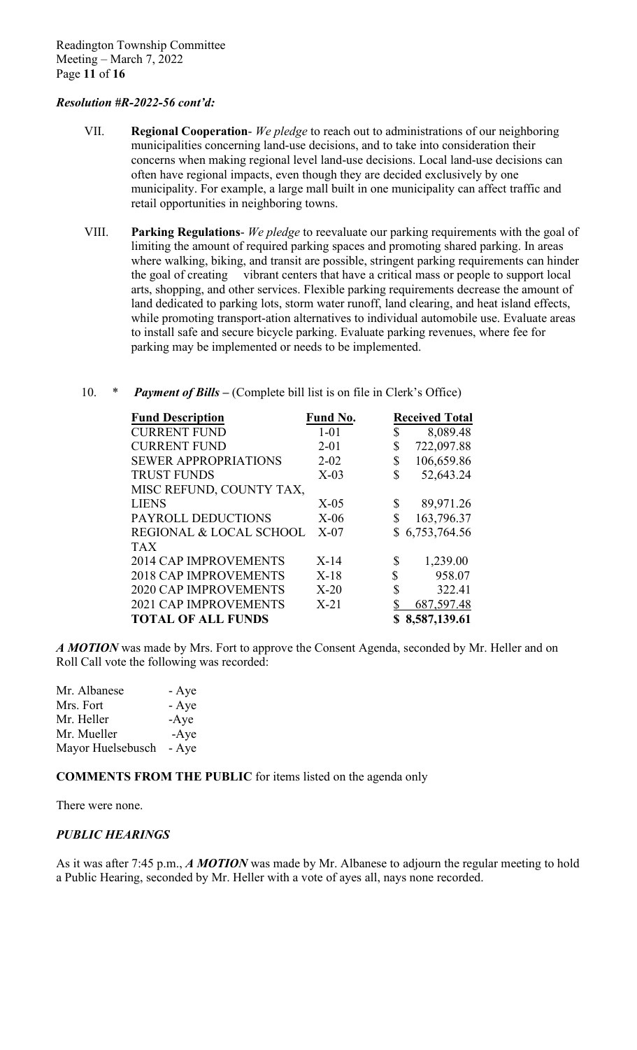*Resolution #R-2022-56 cont'd:*

VII. **Regional Cooperation**- *We pledge* to reach out to administrations of our neighboring municipalities concerning land-use decisions, and to take into consideration their concerns when making regional level land-use decisions. Local land-use decisions can often have regional impacts, even though they are decided exclusively by one municipality. For example, a large mall built in one municipality can affect traffic and retail opportunities in neighboring towns.

VIII. **Parking Regulations**- *We pledge* to reevaluate our parking requirements with the goal of limiting the amount of required parking spaces and promoting shared parking. In areas where walking, biking, and transit are possible, stringent parking requirements can hinder the goal of creating vibrant centers that have a critical mass or people to support local arts, shopping, and other services. Flexible parking requirements decrease the amount of land dedicated to parking lots, storm water runoff, land clearing, and heat island effects, while promoting transport-ation alternatives to individual automobile use. Evaluate areas to install safe and secure bicycle parking. Evaluate parking revenues, where fee for parking may be implemented or needs to be implemented.

10. * ***Payment of Bills*** – (Complete bill list is on file in Clerk's Office)

| Fund Description | Fund No. | Received Total |
|---|---|---|
| CURRENT FUND | 1-01 | $ 8,089.48 |
| CURRENT FUND | 2-01 | $ 722,097.88 |
| SEWER APPROPRIATIONS | 2-02 | $ 106,659.86 |
| TRUST FUNDS | X-03 | $ 52,643.24 |
| MISC REFUND, COUNTY TAX, LIENS | X-05 | $ 89,971.26 |
| PAYROLL DEDUCTIONS | X-06 | $ 163,796.37 |
| REGIONAL & LOCAL SCHOOL TAX | X-07 | $ 6,753,764.56 |
| 2014 CAP IMPROVEMENTS | X-14 | $ 1,239.00 |
| 2018 CAP IMPROVEMENTS | X-18 | $ 958.07 |
| 2020 CAP IMPROVEMENTS | X-20 | $ 322.41 |
| 2021 CAP IMPROVEMENTS | X-21 | $ 687,597.48 |
| **TOTAL OF ALL FUNDS** | | **$ 8,587,139.61** |

***A MOTION*** was made by Mrs. Fort to approve the Consent Agenda, seconded by Mr. Heller and on Roll Call vote the following was recorded:

Mr. Albanese - Aye
Mrs. Fort - Aye
Mr. Heller -Aye
Mr. Mueller -Aye
Mayor Huelsebusch - Aye

**COMMENTS FROM THE PUBLIC** for items listed on the agenda only

There were none.

***PUBLIC HEARINGS***

As it was after 7:45 p.m., ***A MOTION*** was made by Mr. Albanese to adjourn the regular meeting to hold a Public Hearing, seconded by Mr. Heller with a vote of ayes all, nays none recorded.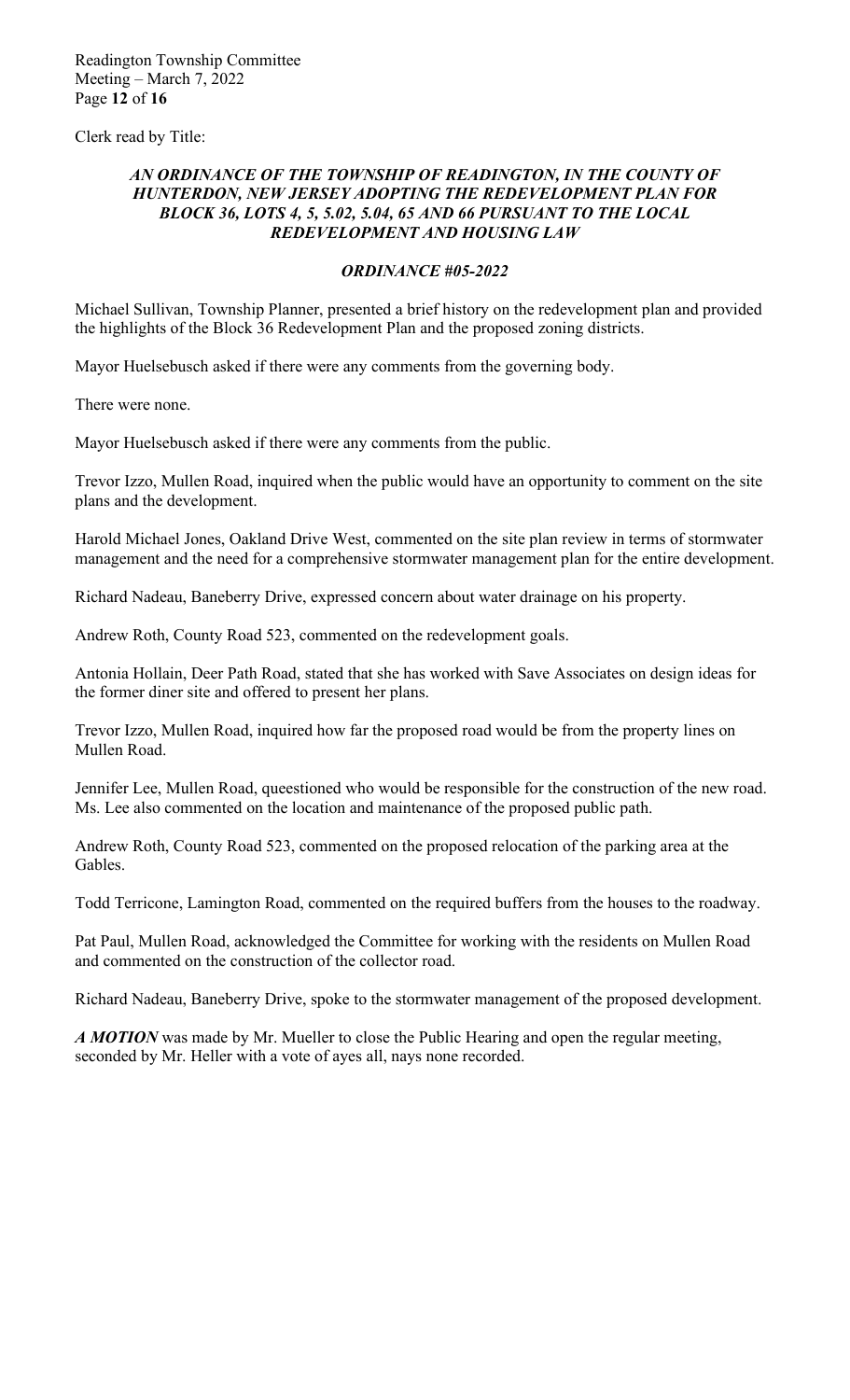Clerk read by Title:

***AN ORDINANCE OF THE TOWNSHIP OF READINGTON, IN THE COUNTY OF HUNTERDON, NEW JERSEY ADOPTING THE REDEVELOPMENT PLAN FOR BLOCK 36, LOTS 4, 5, 5.02, 5.04, 65 AND 66 PURSUANT TO THE LOCAL REDEVELOPMENT AND HOUSING LAW***

***ORDINANCE #05-2022***

Michael Sullivan, Township Planner, presented a brief history on the redevelopment plan and provided the highlights of the Block 36 Redevelopment Plan and the proposed zoning districts.

Mayor Huelsebusch asked if there were any comments from the governing body.

There were none.

Mayor Huelsebusch asked if there were any comments from the public.

Trevor Izzo, Mullen Road, inquired when the public would have an opportunity to comment on the site plans and the development.

Harold Michael Jones, Oakland Drive West, commented on the site plan review in terms of stormwater management and the need for a comprehensive stormwater management plan for the entire development.

Richard Nadeau, Baneberry Drive, expressed concern about water drainage on his property.

Andrew Roth, County Road 523, commented on the redevelopment goals.

Antonia Hollain, Deer Path Road, stated that she has worked with Save Associates on design ideas for the former diner site and offered to present her plans.

Trevor Izzo, Mullen Road, inquired how far the proposed road would be from the property lines on Mullen Road.

Jennifer Lee, Mullen Road, queestioned who would be responsible for the construction of the new road. Ms. Lee also commented on the location and maintenance of the proposed public path.

Andrew Roth, County Road 523, commented on the proposed relocation of the parking area at the Gables.

Todd Terricone, Lamington Road, commented on the required buffers from the houses to the roadway.

Pat Paul, Mullen Road, acknowledged the Committee for working with the residents on Mullen Road and commented on the construction of the collector road.

Richard Nadeau, Baneberry Drive, spoke to the stormwater management of the proposed development.

***A MOTION*** was made by Mr. Mueller to close the Public Hearing and open the regular meeting, seconded by Mr. Heller with a vote of ayes all, nays none recorded.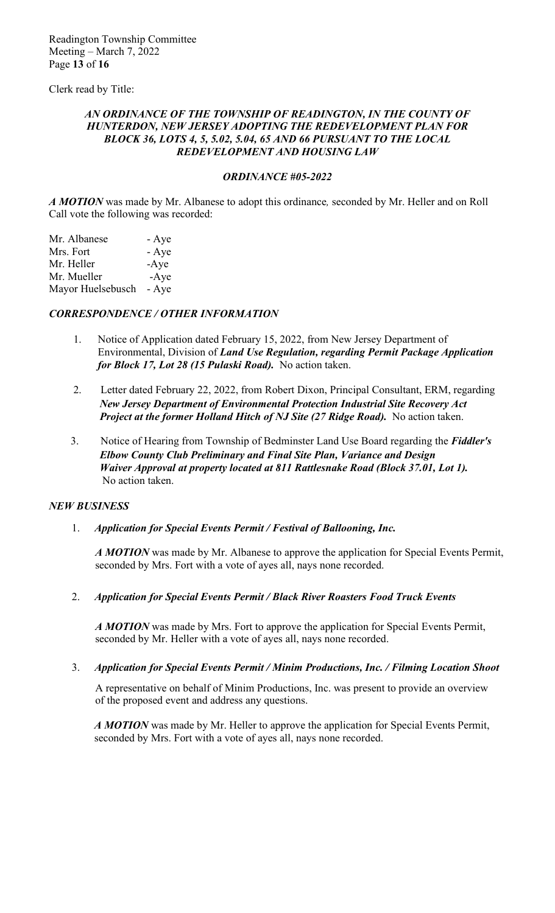Clerk read by Title:

***AN ORDINANCE OF THE TOWNSHIP OF READINGTON, IN THE COUNTY OF HUNTERDON, NEW JERSEY ADOPTING THE REDEVELOPMENT PLAN FOR BLOCK 36, LOTS 4, 5, 5.02, 5.04, 65 AND 66 PURSUANT TO THE LOCAL REDEVELOPMENT AND HOUSING LAW***

***ORDINANCE #05-2022***

***A MOTION*** was made by Mr. Albanese to adopt this ordinance*,* seconded by Mr. Heller and on Roll Call vote the following was recorded:

Mr. Albanese - Aye
Mrs. Fort - Aye
Mr. Heller -Aye
Mr. Mueller -Aye
Mayor Huelsebusch - Aye

### ***CORRESPONDENCE / OTHER INFORMATION***

1. Notice of Application dated February 15, 2022, from New Jersey Department of Environmental, Division of ***Land Use Regulation, regarding Permit Package Application for Block 17, Lot 28 (15 Pulaski Road).*** No action taken.

2. Letter dated February 22, 2022, from Robert Dixon, Principal Consultant, ERM, regarding ***New Jersey Department of Environmental Protection Industrial Site Recovery Act Project at the former Holland Hitch of NJ Site (27 Ridge Road).*** No action taken.

3. Notice of Hearing from Township of Bedminster Land Use Board regarding the ***Fiddler's Elbow County Club Preliminary and Final Site Plan, Variance and Design Waiver Approval at property located at 811 Rattlesnake Road (Block 37.01, Lot 1).*** No action taken.

### ***NEW BUSINESS***

1. ***Application for Special Events Permit / Festival of Ballooning, Inc.***

   ***A MOTION*** was made by Mr. Albanese to approve the application for Special Events Permit, seconded by Mrs. Fort with a vote of ayes all, nays none recorded.

2. ***Application for Special Events Permit / Black River Roasters Food Truck Events***

   ***A MOTION*** was made by Mrs. Fort to approve the application for Special Events Permit, seconded by Mr. Heller with a vote of ayes all, nays none recorded.

3. ***Application for Special Events Permit / Minim Productions, Inc. / Filming Location Shoot***

   A representative on behalf of Minim Productions, Inc. was present to provide an overview of the proposed event and address any questions.

   ***A MOTION*** was made by Mr. Heller to approve the application for Special Events Permit, seconded by Mrs. Fort with a vote of ayes all, nays none recorded.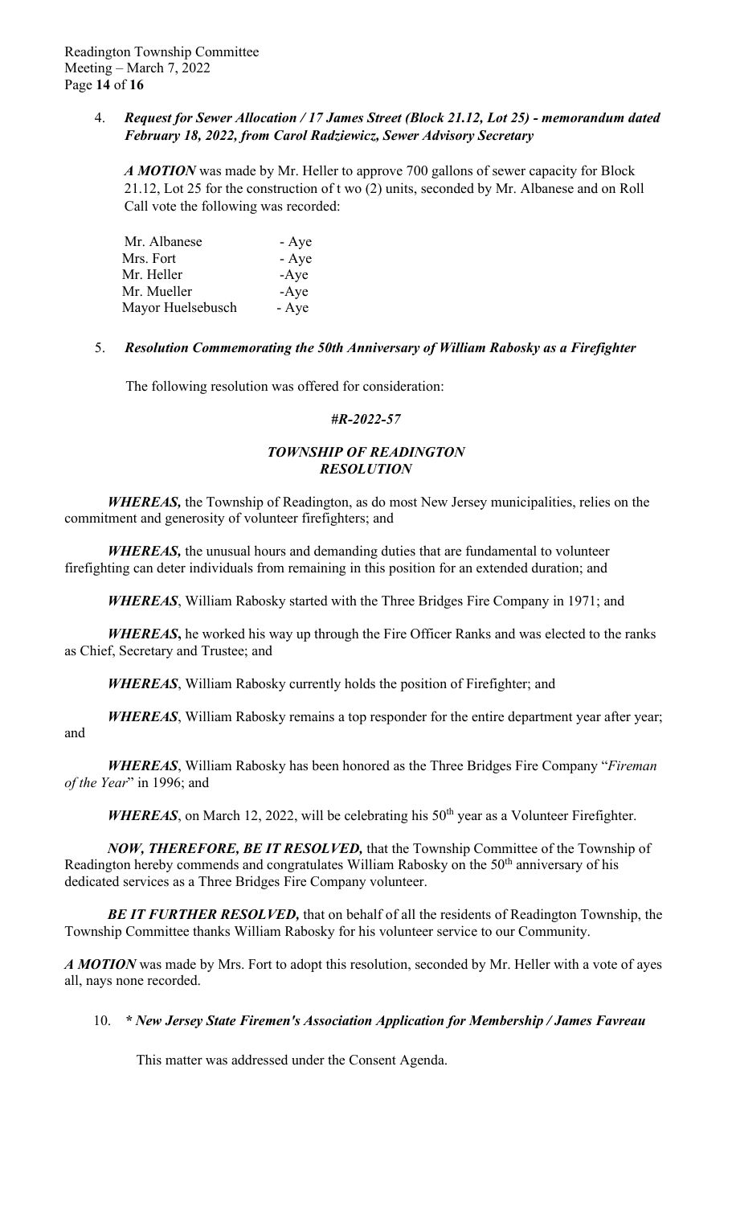4. ***Request for Sewer Allocation / 17 James Street (Block 21.12, Lot 25) - memorandum dated February 18, 2022, from Carol Radziewicz, Sewer Advisory Secretary***

***A MOTION*** was made by Mr. Heller to approve 700 gallons of sewer capacity for Block 21.12, Lot 25 for the construction of t wo (2) units, seconded by Mr. Albanese and on Roll Call vote the following was recorded:

| | |
|---|---|
| Mr. Albanese | - Aye |
| Mrs. Fort | - Aye |
| Mr. Heller | -Aye |
| Mr. Mueller | -Aye |
| Mayor Huelsebusch | - Aye |

5. ***Resolution Commemorating the 50th Anniversary of William Rabosky as a Firefighter***

The following resolution was offered for consideration:

***#R-2022-57***

***TOWNSHIP OF READINGTON***
***RESOLUTION***

***WHEREAS,*** the Township of Readington, as do most New Jersey municipalities, relies on the commitment and generosity of volunteer firefighters; and

***WHEREAS,*** the unusual hours and demanding duties that are fundamental to volunteer firefighting can deter individuals from remaining in this position for an extended duration; and

***WHEREAS***, William Rabosky started with the Three Bridges Fire Company in 1971; and

***WHEREAS*****,** he worked his way up through the Fire Officer Ranks and was elected to the ranks as Chief, Secretary and Trustee; and

***WHEREAS***, William Rabosky currently holds the position of Firefighter; and

***WHEREAS***, William Rabosky remains a top responder for the entire department year after year; and

***WHEREAS***, William Rabosky has been honored as the Three Bridges Fire Company "*Fireman of the Year*" in 1996; and

***WHEREAS***, on March 12, 2022, will be celebrating his 50th year as a Volunteer Firefighter.

***NOW, THEREFORE, BE IT RESOLVED,*** that the Township Committee of the Township of Readington hereby commends and congratulates William Rabosky on the 50th anniversary of his dedicated services as a Three Bridges Fire Company volunteer.

***BE IT FURTHER RESOLVED,*** that on behalf of all the residents of Readington Township, the Township Committee thanks William Rabosky for his volunteer service to our Community.

***A MOTION*** was made by Mrs. Fort to adopt this resolution, seconded by Mr. Heller with a vote of ayes all, nays none recorded.

10. ***\* New Jersey State Firemen's Association Application for Membership / James Favreau***

This matter was addressed under the Consent Agenda.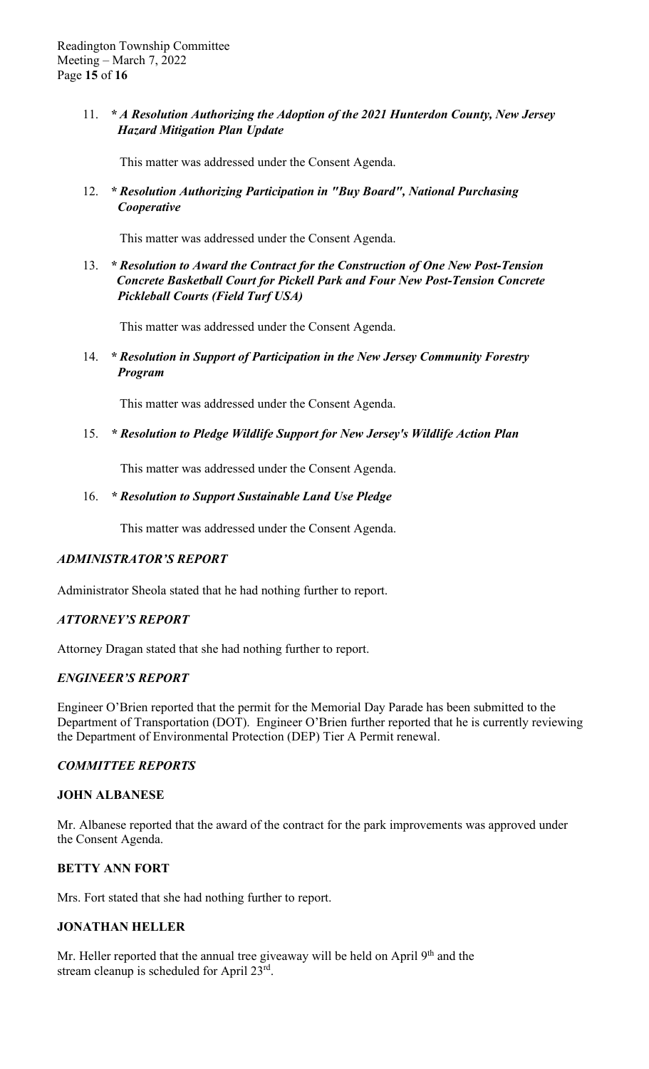11. ***\* A Resolution Authorizing the Adoption of the 2021 Hunterdon County, New Jersey Hazard Mitigation Plan Update***

    This matter was addressed under the Consent Agenda.

12. ***\* Resolution Authorizing Participation in "Buy Board", National Purchasing Cooperative***

    This matter was addressed under the Consent Agenda.

13. ***\* Resolution to Award the Contract for the Construction of One New Post-Tension Concrete Basketball Court for Pickell Park and Four New Post-Tension Concrete Pickleball Courts (Field Turf USA)***

    This matter was addressed under the Consent Agenda.

14. ***\* Resolution in Support of Participation in the New Jersey Community Forestry Program***

    This matter was addressed under the Consent Agenda.

15. ***\* Resolution to Pledge Wildlife Support for New Jersey's Wildlife Action Plan***

    This matter was addressed under the Consent Agenda.

16. ***\* Resolution to Support Sustainable Land Use Pledge***

    This matter was addressed under the Consent Agenda.

### *ADMINISTRATOR'S REPORT*

Administrator Sheola stated that he had nothing further to report.

### *ATTORNEY'S REPORT*

Attorney Dragan stated that she had nothing further to report.

### *ENGINEER'S REPORT*

Engineer O'Brien reported that the permit for the Memorial Day Parade has been submitted to the Department of Transportation (DOT). Engineer O'Brien further reported that he is currently reviewing the Department of Environmental Protection (DEP) Tier A Permit renewal.

### *COMMITTEE REPORTS*

**JOHN ALBANESE**

Mr. Albanese reported that the award of the contract for the park improvements was approved under the Consent Agenda.

**BETTY ANN FORT**

Mrs. Fort stated that she had nothing further to report.

**JONATHAN HELLER**

Mr. Heller reported that the annual tree giveaway will be held on April 9th and the stream cleanup is scheduled for April 23rd.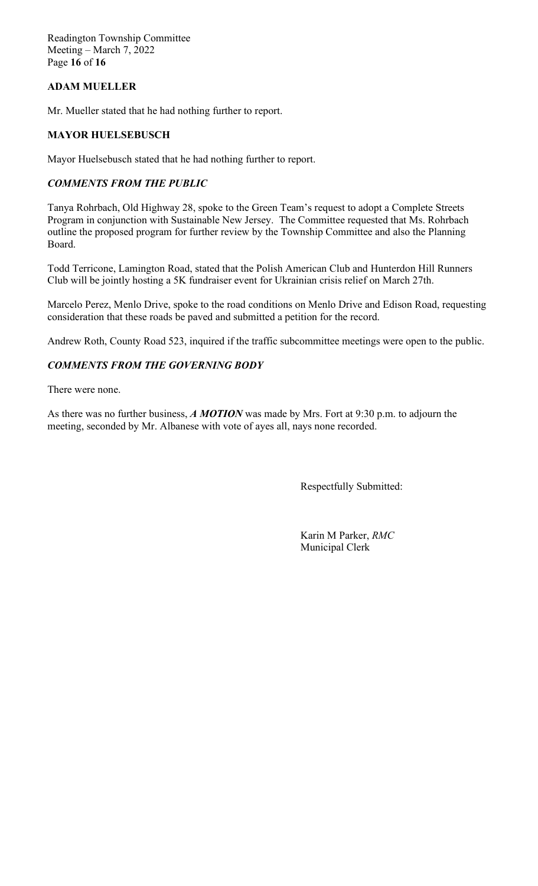**ADAM MUELLER**

Mr. Mueller stated that he had nothing further to report.

**MAYOR HUELSEBUSCH**

Mayor Huelsebusch stated that he had nothing further to report.

***COMMENTS FROM THE PUBLIC***

Tanya Rohrbach, Old Highway 28, spoke to the Green Team's request to adopt a Complete Streets Program in conjunction with Sustainable New Jersey. The Committee requested that Ms. Rohrbach outline the proposed program for further review by the Township Committee and also the Planning Board.

Todd Terricone, Lamington Road, stated that the Polish American Club and Hunterdon Hill Runners Club will be jointly hosting a 5K fundraiser event for Ukrainian crisis relief on March 27th.

Marcelo Perez, Menlo Drive, spoke to the road conditions on Menlo Drive and Edison Road, requesting consideration that these roads be paved and submitted a petition for the record.

Andrew Roth, County Road 523, inquired if the traffic subcommittee meetings were open to the public.

***COMMENTS FROM THE GOVERNING BODY***

There were none.

As there was no further business, ***A MOTION*** was made by Mrs. Fort at 9:30 p.m. to adjourn the meeting, seconded by Mr. Albanese with vote of ayes all, nays none recorded.

Respectfully Submitted:

Karin M Parker, *RMC*
Municipal Clerk